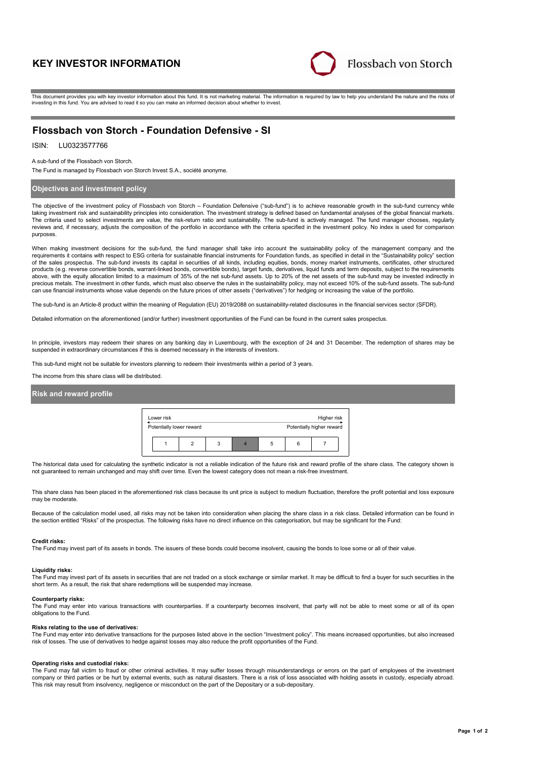# KEY INVESTOR INFORMATION

Flossbach von Storch

This document provides you with key investor information about this fund. It is not marketing material. The information is required by law to help you understand the nature and the risks of investing in this fund. You are advised to read it so you can make an informed decision about whether to invest.

## Flossbach von Storch - Foundation Defensive - SI

ISIN: LU0323577766

A sub-fund of the Flossbach von Storch.

The Fund is managed by Flossbach von Storch Invest S.A., société anonyme.

### Objectives and investment policy

The objective of the investment policy of Flossbach von Storch – Foundation Defensive ("sub-fund") is to achieve reasonable growth in the sub-fund currency while taking investment risk and sustainability principles into consideration. The investment strategy is defined based on fundamental analyses of the global financial markets. The criteria used to select investments are value, the risk-return ratio and sustainability. The sub-fund is actively managed. The fund manager chooses, regularly reviews and, if necessary, adjusts the composition of the portfolio in accordance with the criteria specified in the investment policy. No index is used for comparison purposes.

When making investment decisions for the sub-fund, the fund manager shall take into account the sustainability policy of the management company and the requirements it contains with respect to ESG criteria for sustainable financial instruments for Foundation funds, as specified in detail in the "Sustainability policy" section of the sales prospectus. The sub-fund invests its capital in securities of all kinds, including equities, bonds, money market instruments, certificates, other structured products (e.g. reverse convertible bonds, warrant-linked bonds, convertible bonds), target funds, derivatives, liquid funds and term deposits, subject to the requirements above, with the equity allocation limited to a maximum of 35% of the net sub-fund assets. Up to 20% of the net assets of the sub-fund may be invested indirectly in precious metals. The investment in other funds, which must also observe the rules in the sustainability policy, may not exceed 10% of the sub-fund assets. The sub-fund can use financial instruments whose value depends on the future prices of other assets ("derivatives") for hedging or increasing the value of the portfolio.

The sub-fund is an Article-8 product within the meaning of Regulation (EU) 2019/2088 on sustainability-related disclosures in the financial services sector (SFDR).

Detailed information on the aforementioned (and/or further) investment opportunities of the Fund can be found in the current sales prospectus.

In principle, investors may redeem their shares on any banking day in Luxembourg, with the exception of 24 and 31 December. The redemption of shares may be suspended in extraordinary circumstances if this is deemed necessary in the interests of investors.

This sub-fund might not be suitable for investors planning to redeem their investments within a period of 3 years.

The income from this share class will be distributed.

### Risk and reward profile

| Lower risk | | | | | | Higher risk |
|---|---|---|---|---|---|---|
| Potentially lower reward | | | | | | Potentially higher reward |
| 1 | 2 | 3 | **4** | 5 | 6 | 7 |

The historical data used for calculating the synthetic indicator is not a reliable indication of the future risk and reward profile of the share class. The category shown is not guaranteed to remain unchanged and may shift over time. Even the lowest category does not mean a risk-free investment.

This share class has been placed in the aforementioned risk class because its unit price is subject to medium fluctuation, therefore the profit potential and loss exposure may be moderate.

Because of the calculation model used, all risks may not be taken into consideration when placing the share class in a risk class. Detailed information can be found in the section entitled "Risks" of the prospectus. The following risks have no direct influence on this categorisation, but may be significant for the Fund:

**Credit risks:**
The Fund may invest part of its assets in bonds. The issuers of these bonds could become insolvent, causing the bonds to lose some or all of their value.

**Liquidity risks:**
The Fund may invest part of its assets in securities that are not traded on a stock exchange or similar market. It may be difficult to find a buyer for such securities in the short term. As a result, the risk that share redemptions will be suspended may increase.

**Counterparty risks:**
The Fund may enter into various transactions with counterparties. If a counterparty becomes insolvent, that party will not be able to meet some or all of its open obligations to the Fund.

**Risks relating to the use of derivatives:**
The Fund may enter into derivative transactions for the purposes listed above in the section "Investment policy". This means increased opportunities, but also increased risk of losses. The use of derivatives to hedge against losses may also reduce the profit opportunities of the Fund.

**Operating risks and custodial risks:**
The Fund may fall victim to fraud or other criminal activities. It may suffer losses through misunderstandings or errors on the part of employees of the investment company or third parties or be hurt by external events, such as natural disasters. There is a risk of loss associated with holding assets in custody, especially abroad. This risk may result from insolvency, negligence or misconduct on the part of the Depositary or a sub-depositary.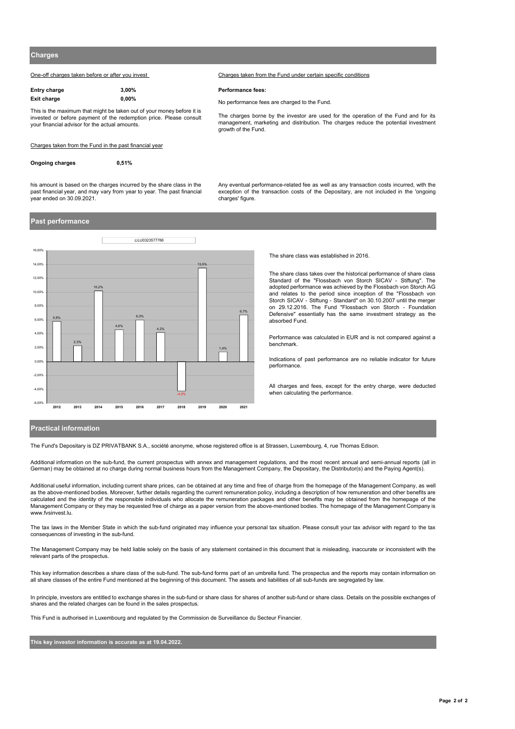## Charges

One-off charges taken before or after you invest

| | |
|---|---|
| **Entry charge** | **3,00%** |
| **Exit charge** | **0,00%** |

This is the maximum that might be taken out of your money before it is invested or before payment of the redemption price. Please consult your financial advisor for the actual amounts.

Charges taken from the Fund in the past financial year

**Ongoing charges** **0,51%**

his amount is based on the charges incurred by the share class in the past financial year, and may vary from year to year. The past financial year ended on 30.09.2021.

Charges taken from the Fund under certain specific conditions

**Performance fees:**

No performance fees are charged to the Fund.

The charges borne by the investor are used for the operation of the Fund and for its management, marketing and distribution. The charges reduce the potential investment growth of the Fund.

Any eventual performance-related fee as well as any transaction costs incurred, with the exception of the transaction costs of the Depositary, are not included in the 'ongoing charges' figure.

## Past performance

LU0323577766

16,00%
14,00%
12,00%
10,00%
8,00%
6,00%
4,00%
2,00%
0,00%
-2,00%
-4,00%
-6,00%

5,8% 2,3% 10,2% 4,6% 6,0% 4,2% -4,2% 13,5% 1,4% 6,7%

2012 2013 2014 2015 2016 2017 2018 2019 2020 2021

The share class was established in 2016.

The share class takes over the historical performance of share class Standard of the "Flossbach von Storch SICAV - Stiftung". The adopted performance was achieved by the Flossbach von Storch AG and relates to the period since inception of the "Flossbach von Storch SICAV - Stiftung - Standard" on 30.10.2007 until the merger on 29.12.2016. The Fund "Flossbach von Storch - Foundation Defensive" essentially has the same investment strategy as the absorbed Fund.

Performance was calculated in EUR and is not compared against a benchmark.

Indications of past performance are no reliable indicator for future performance.

All charges and fees, except for the entry charge, were deducted when calculating the performance.

## Practical information

The Fund's Depositary is DZ PRIVATBANK S.A., société anonyme, whose registered office is at Strassen, Luxembourg, 4, rue Thomas Edison.

Additional information on the sub-fund, the current prospectus with annex and management regulations, and the most recent annual and semi-annual reports (all in German) may be obtained at no charge during normal business hours from the Management Company, the Depositary, the Distributor(s) and the Paying Agent(s).

Additional useful information, including current share prices, can be obtained at any time and free of charge from the homepage of the Management Company, as well as the above-mentioned bodies. Moreover, further details regarding the current remuneration policy, including a description of how remuneration and other benefits are calculated and the identity of the responsible individuals who allocate the remuneration packages and other benefits may be obtained from the homepage of the Management Company or they may be requested free of charge as a paper version from the above-mentioned bodies. The homepage of the Management Company is www.fvsinvest.lu.

The tax laws in the Member State in which the sub-fund originated may influence your personal tax situation. Please consult your tax advisor with regard to the tax consequences of investing in the sub-fund.

The Management Company may be held liable solely on the basis of any statement contained in this document that is misleading, inaccurate or inconsistent with the relevant parts of the prospectus.

This key information describes a share class of the sub-fund. The sub-fund forms part of an umbrella fund. The prospectus and the reports may contain information on all share classes of the entire Fund mentioned at the beginning of this document. The assets and liabilities of all sub-funds are segregated by law.

In principle, investors are entitled to exchange shares in the sub-fund or share class for shares of another sub-fund or share class. Details on the possible exchanges of shares and the related charges can be found in the sales prospectus.

This Fund is authorised in Luxembourg and regulated by the Commission de Surveillance du Secteur Financier.

**This key investor information is accurate as at 19.04.2022.**